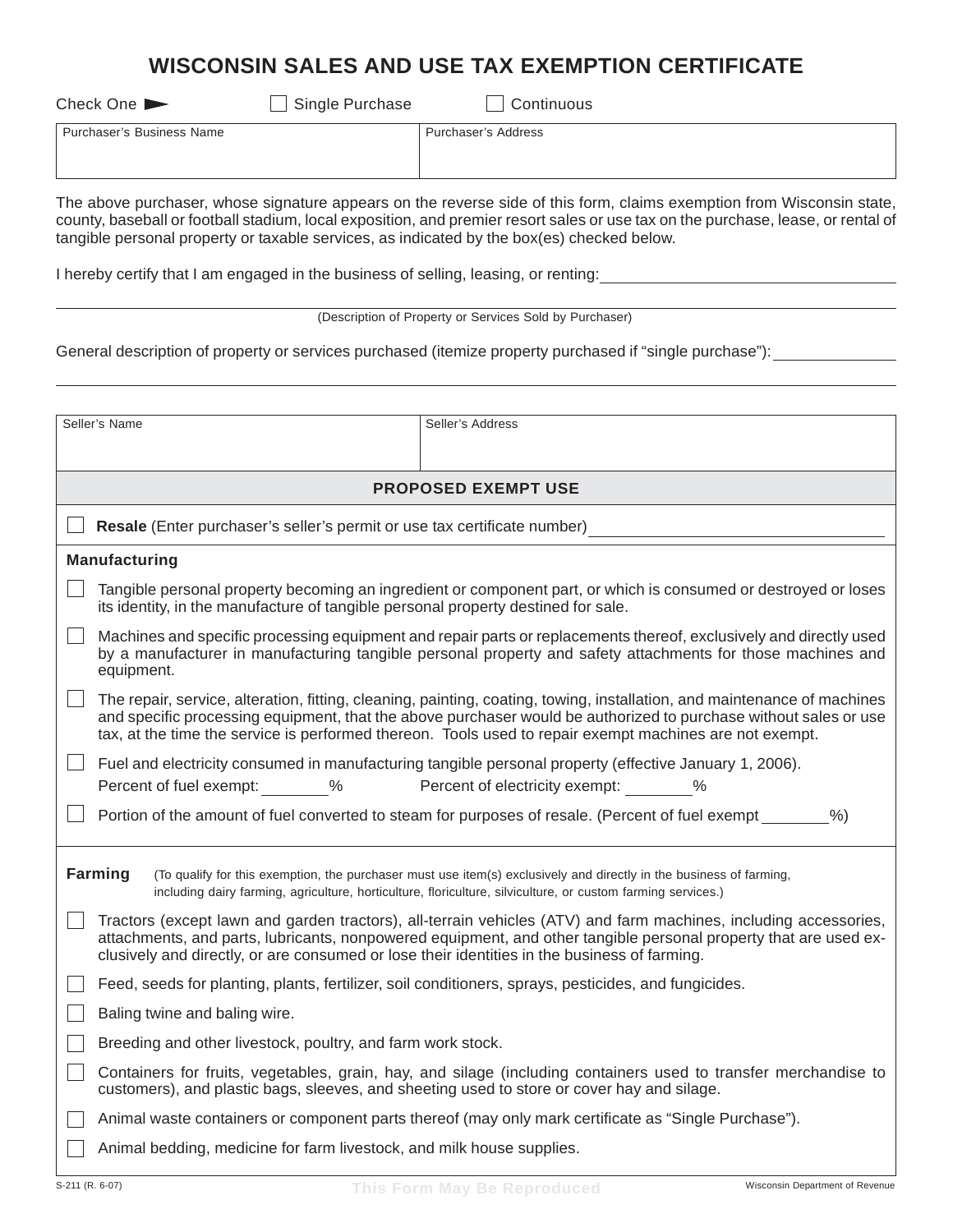# WISCONSIN SALES AND USE TAX EXEMPTION CERTIFICATE

Check One ► ☐ Single Purchase ☐ Continuous

| Purchaser's Business Name | Purchaser's Address |
|---|---|
| | |

The above purchaser, whose signature appears on the reverse side of this form, claims exemption from Wisconsin state, county, baseball or football stadium, local exposition, and premier resort sales or use tax on the purchase, lease, or rental of tangible personal property or taxable services, as indicated by the box(es) checked below.

I hereby certify that I am engaged in the business of selling, leasing, or renting: ____________________

____________________

(Description of Property or Services Sold by Purchaser)

General description of property or services purchased (itemize property purchased if "single purchase"): ____________________

____________________

| Seller's Name | Seller's Address |
|---|---|
| | |

## PROPOSED EXEMPT USE

☐ **Resale** (Enter purchaser's seller's permit or use tax certificate number) ____________________

### Manufacturing

☐ Tangible personal property becoming an ingredient or component part, or which is consumed or destroyed or loses its identity, in the manufacture of tangible personal property destined for sale.

☐ Machines and specific processing equipment and repair parts or replacements thereof, exclusively and directly used by a manufacturer in manufacturing tangible personal property and safety attachments for those machines and equipment.

☐ The repair, service, alteration, fitting, cleaning, painting, coating, towing, installation, and maintenance of machines and specific processing equipment, that the above purchaser would be authorized to purchase without sales or use tax, at the time the service is performed thereon. Tools used to repair exempt machines are not exempt.

☐ Fuel and electricity consumed in manufacturing tangible personal property (effective January 1, 2006).
Percent of fuel exempt: ________% Percent of electricity exempt: ________%

☐ Portion of the amount of fuel converted to steam for purposes of resale. (Percent of fuel exempt ________%)

### Farming

(To qualify for this exemption, the purchaser must use item(s) exclusively and directly in the business of farming, including dairy farming, agriculture, horticulture, floriculture, silviculture, or custom farming services.)

☐ Tractors (except lawn and garden tractors), all-terrain vehicles (ATV) and farm machines, including accessories, attachments, and parts, lubricants, nonpowered equipment, and other tangible personal property that are used exclusively and directly, or are consumed or lose their identities in the business of farming.

☐ Feed, seeds for planting, plants, fertilizer, soil conditioners, sprays, pesticides, and fungicides.

☐ Baling twine and baling wire.

☐ Breeding and other livestock, poultry, and farm work stock.

☐ Containers for fruits, vegetables, grain, hay, and silage (including containers used to transfer merchandise to customers), and plastic bags, sleeves, and sheeting used to store or cover hay and silage.

☐ Animal waste containers or component parts thereof (may only mark certificate as "Single Purchase").

☐ Animal bedding, medicine for farm livestock, and milk house supplies.

S-211 (R. 6-07) This Form May Be Reproduced Wisconsin Department of Revenue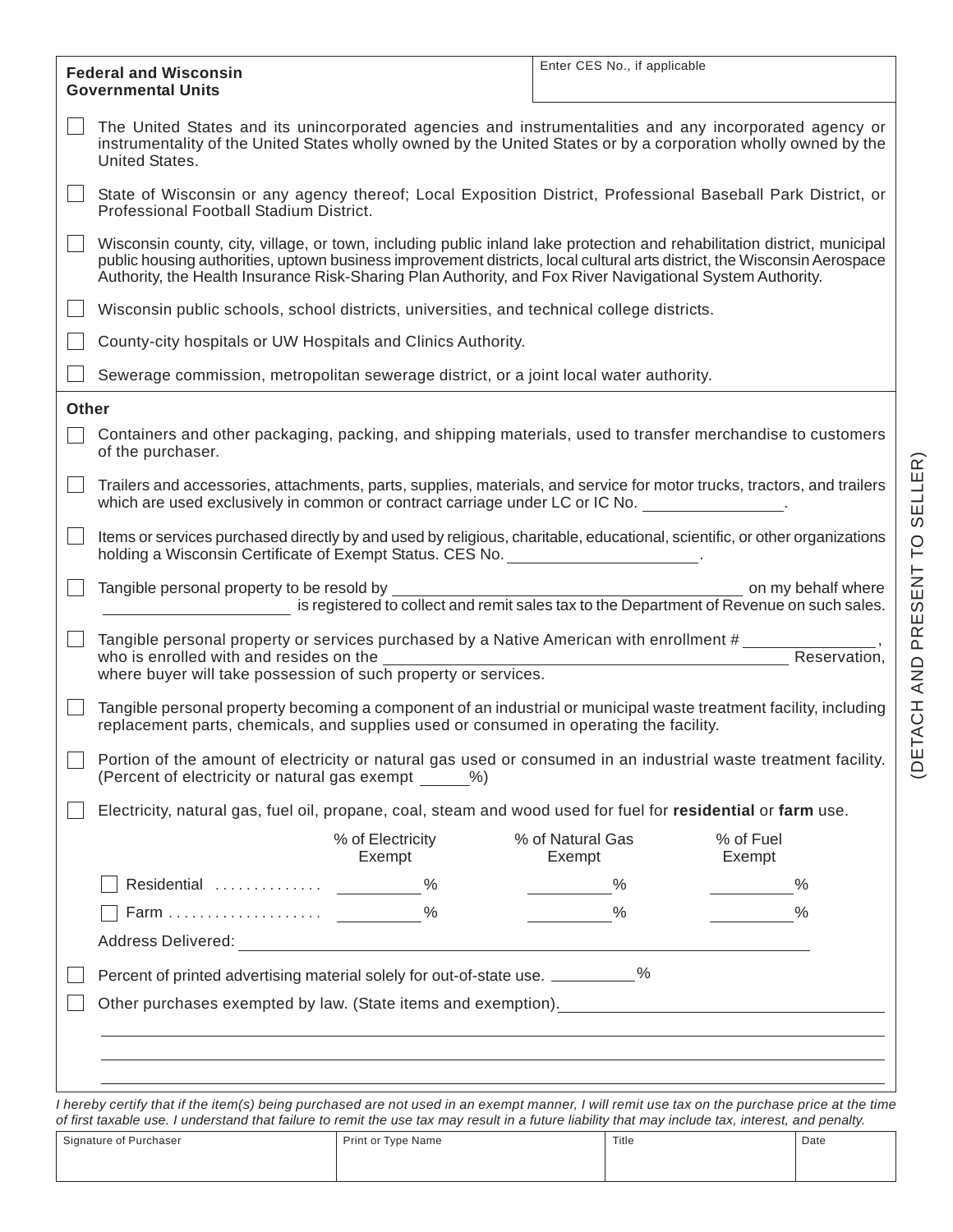**Federal and Wisconsin Governmental Units**

Enter CES No., if applicable

- ☐ The United States and its unincorporated agencies and instrumentalities and any incorporated agency or instrumentality of the United States wholly owned by the United States or by a corporation wholly owned by the United States.
- ☐ State of Wisconsin or any agency thereof; Local Exposition District, Professional Baseball Park District, or Professional Football Stadium District.
- ☐ Wisconsin county, city, village, or town, including public inland lake protection and rehabilitation district, municipal public housing authorities, uptown business improvement districts, local cultural arts district, the Wisconsin Aerospace Authority, the Health Insurance Risk-Sharing Plan Authority, and Fox River Navigational System Authority.
- ☐ Wisconsin public schools, school districts, universities, and technical college districts.
- ☐ County-city hospitals or UW Hospitals and Clinics Authority.
- ☐ Sewerage commission, metropolitan sewerage district, or a joint local water authority.

**Other**

- ☐ Containers and other packaging, packing, and shipping materials, used to transfer merchandise to customers of the purchaser.
- ☐ Trailers and accessories, attachments, parts, supplies, materials, and service for motor trucks, tractors, and trailers which are used exclusively in common or contract carriage under LC or IC No. ________________.
- ☐ Items or services purchased directly by and used by religious, charitable, educational, scientific, or other organizations holding a Wisconsin Certificate of Exempt Status. CES No. ______________________.
- ☐ Tangible personal property to be resold by ________________________________________ on my behalf where ______________________ is registered to collect and remit sales tax to the Department of Revenue on such sales.
- ☐ Tangible personal property or services purchased by a Native American with enrollment # _______________, who is enrolled with and resides on the ________________________________________________ Reservation, where buyer will take possession of such property or services.
- ☐ Tangible personal property becoming a component of an industrial or municipal waste treatment facility, including replacement parts, chemicals, and supplies used or consumed in operating the facility.
- ☐ Portion of the amount of electricity or natural gas used or consumed in an industrial waste treatment facility. (Percent of electricity or natural gas exempt ______%)
- ☐ Electricity, natural gas, fuel oil, propane, coal, steam and wood used for fuel for **residential** or **farm** use.

| | % of Electricity Exempt | % of Natural Gas Exempt | % of Fuel Exempt |
|---|---|---|---|
| ☐ Residential ............. | ________% | ________% | ________% |
| ☐ Farm .................... | ________% | ________% | ________% |

Address Delivered: ________________________________________________________________

- ☐ Percent of printed advertising material solely for out-of-state use. __________%
- ☐ Other purchases exempted by law. (State items and exemption). ____________________________________

____________________________________________________________________________________

____________________________________________________________________________________

____________________________________________________________________________________

*I hereby certify that if the item(s) being purchased are not used in an exempt manner, I will remit use tax on the purchase price at the time of first taxable use. I understand that failure to remit the use tax may result in a future liability that may include tax, interest, and penalty.*

| Signature of Purchaser | Print or Type Name | Title | Date |
|---|---|---|---|
| | | | |

(DETACH AND PRESENT TO SELLER)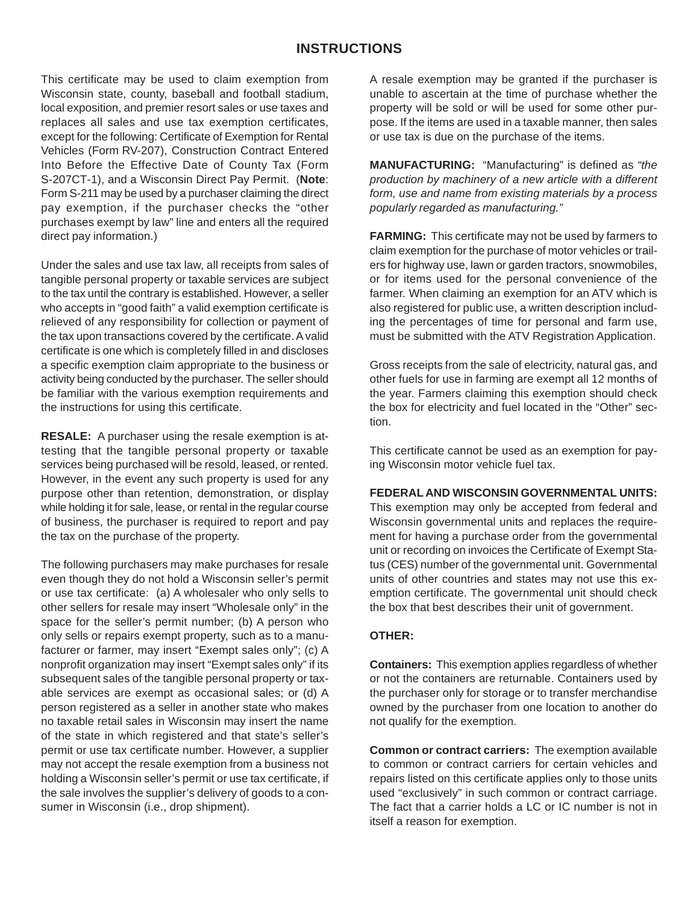## INSTRUCTIONS

This certificate may be used to claim exemption from Wisconsin state, county, baseball and football stadium, local exposition, and premier resort sales or use taxes and replaces all sales and use tax exemption certificates, except for the following: Certificate of Exemption for Rental Vehicles (Form RV-207), Construction Contract Entered Into Before the Effective Date of County Tax (Form S-207CT-1), and a Wisconsin Direct Pay Permit. (**Note**: Form S-211 may be used by a purchaser claiming the direct pay exemption, if the purchaser checks the "other purchases exempt by law" line and enters all the required direct pay information.)

Under the sales and use tax law, all receipts from sales of tangible personal property or taxable services are subject to the tax until the contrary is established. However, a seller who accepts in "good faith" a valid exemption certificate is relieved of any responsibility for collection or payment of the tax upon transactions covered by the certificate. A valid certificate is one which is completely filled in and discloses a specific exemption claim appropriate to the business or activity being conducted by the purchaser. The seller should be familiar with the various exemption requirements and the instructions for using this certificate.

**RESALE:** A purchaser using the resale exemption is attesting that the tangible personal property or taxable services being purchased will be resold, leased, or rented. However, in the event any such property is used for any purpose other than retention, demonstration, or display while holding it for sale, lease, or rental in the regular course of business, the purchaser is required to report and pay the tax on the purchase of the property.

The following purchasers may make purchases for resale even though they do not hold a Wisconsin seller's permit or use tax certificate: (a) A wholesaler who only sells to other sellers for resale may insert "Wholesale only" in the space for the seller's permit number; (b) A person who only sells or repairs exempt property, such as to a manufacturer or farmer, may insert "Exempt sales only"; (c) A nonprofit organization may insert "Exempt sales only" if its subsequent sales of the tangible personal property or taxable services are exempt as occasional sales; or (d) A person registered as a seller in another state who makes no taxable retail sales in Wisconsin may insert the name of the state in which registered and that state's seller's permit or use tax certificate number. However, a supplier may not accept the resale exemption from a business not holding a Wisconsin seller's permit or use tax certificate, if the sale involves the supplier's delivery of goods to a consumer in Wisconsin (i.e., drop shipment).

A resale exemption may be granted if the purchaser is unable to ascertain at the time of purchase whether the property will be sold or will be used for some other purpose. If the items are used in a taxable manner, then sales or use tax is due on the purchase of the items.

**MANUFACTURING:** "Manufacturing" is defined as *"the production by machinery of a new article with a different form, use and name from existing materials by a process popularly regarded as manufacturing."*

**FARMING:** This certificate may not be used by farmers to claim exemption for the purchase of motor vehicles or trailers for highway use, lawn or garden tractors, snowmobiles, or for items used for the personal convenience of the farmer. When claiming an exemption for an ATV which is also registered for public use, a written description including the percentages of time for personal and farm use, must be submitted with the ATV Registration Application.

Gross receipts from the sale of electricity, natural gas, and other fuels for use in farming are exempt all 12 months of the year. Farmers claiming this exemption should check the box for electricity and fuel located in the "Other" section.

This certificate cannot be used as an exemption for paying Wisconsin motor vehicle fuel tax.

**FEDERAL AND WISCONSIN GOVERNMENTAL UNITS:** This exemption may only be accepted from federal and Wisconsin governmental units and replaces the requirement for having a purchase order from the governmental unit or recording on invoices the Certificate of Exempt Status (CES) number of the governmental unit. Governmental units of other countries and states may not use this exemption certificate. The governmental unit should check the box that best describes their unit of government.

**OTHER:**

**Containers:** This exemption applies regardless of whether or not the containers are returnable. Containers used by the purchaser only for storage or to transfer merchandise owned by the purchaser from one location to another do not qualify for the exemption.

**Common or contract carriers:** The exemption available to common or contract carriers for certain vehicles and repairs listed on this certificate applies only to those units used "exclusively" in such common or contract carriage. The fact that a carrier holds a LC or IC number is not in itself a reason for exemption.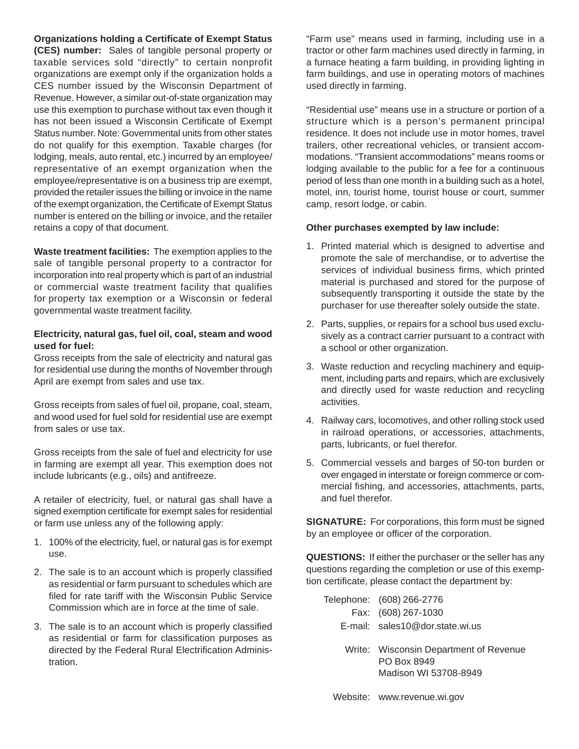**Organizations holding a Certificate of Exempt Status (CES) number:** Sales of tangible personal property or taxable services sold "directly" to certain nonprofit organizations are exempt only if the organization holds a CES number issued by the Wisconsin Department of Revenue. However, a similar out-of-state organization may use this exemption to purchase without tax even though it has not been issued a Wisconsin Certificate of Exempt Status number. Note: Governmental units from other states do not qualify for this exemption. Taxable charges (for lodging, meals, auto rental, etc.) incurred by an employee/representative of an exempt organization when the employee/representative is on a business trip are exempt, provided the retailer issues the billing or invoice in the name of the exempt organization, the Certificate of Exempt Status number is entered on the billing or invoice, and the retailer retains a copy of that document.

**Waste treatment facilities:** The exemption applies to the sale of tangible personal property to a contractor for incorporation into real property which is part of an industrial or commercial waste treatment facility that qualifies for property tax exemption or a Wisconsin or federal governmental waste treatment facility.

**Electricity, natural gas, fuel oil, coal, steam and wood used for fuel:**

Gross receipts from the sale of electricity and natural gas for residential use during the months of November through April are exempt from sales and use tax.

Gross receipts from sales of fuel oil, propane, coal, steam, and wood used for fuel sold for residential use are exempt from sales or use tax.

Gross receipts from the sale of fuel and electricity for use in farming are exempt all year. This exemption does not include lubricants (e.g., oils) and antifreeze.

A retailer of electricity, fuel, or natural gas shall have a signed exemption certificate for exempt sales for residential or farm use unless any of the following apply:

1. 100% of the electricity, fuel, or natural gas is for exempt use.
2. The sale is to an account which is properly classified as residential or farm pursuant to schedules which are filed for rate tariff with the Wisconsin Public Service Commission which are in force at the time of sale.
3. The sale is to an account which is properly classified as residential or farm for classification purposes as directed by the Federal Rural Electrification Administration.

"Farm use" means used in farming, including use in a tractor or other farm machines used directly in farming, in a furnace heating a farm building, in providing lighting in farm buildings, and use in operating motors of machines used directly in farming.

"Residential use" means use in a structure or portion of a structure which is a person's permanent principal residence. It does not include use in motor homes, travel trailers, other recreational vehicles, or transient accommodations. "Transient accommodations" means rooms or lodging available to the public for a fee for a continuous period of less than one month in a building such as a hotel, motel, inn, tourist home, tourist house or court, summer camp, resort lodge, or cabin.

**Other purchases exempted by law include:**

1. Printed material which is designed to advertise and promote the sale of merchandise, or to advertise the services of individual business firms, which printed material is purchased and stored for the purpose of subsequently transporting it outside the state by the purchaser for use thereafter solely outside the state.
2. Parts, supplies, or repairs for a school bus used exclusively as a contract carrier pursuant to a contract with a school or other organization.
3. Waste reduction and recycling machinery and equipment, including parts and repairs, which are exclusively and directly used for waste reduction and recycling activities.
4. Railway cars, locomotives, and other rolling stock used in railroad operations, or accessories, attachments, parts, lubricants, or fuel therefor.
5. Commercial vessels and barges of 50-ton burden or over engaged in interstate or foreign commerce or commercial fishing, and accessories, attachments, parts, and fuel therefor.

**SIGNATURE:** For corporations, this form must be signed by an employee or officer of the corporation.

**QUESTIONS:** If either the purchaser or the seller has any questions regarding the completion or use of this exemption certificate, please contact the department by:

Telephone: (608) 266-2776
Fax: (608) 267-1030
E-mail: sales10@dor.state.wi.us

Write: Wisconsin Department of Revenue
PO Box 8949
Madison WI 53708-8949

Website: www.revenue.wi.gov